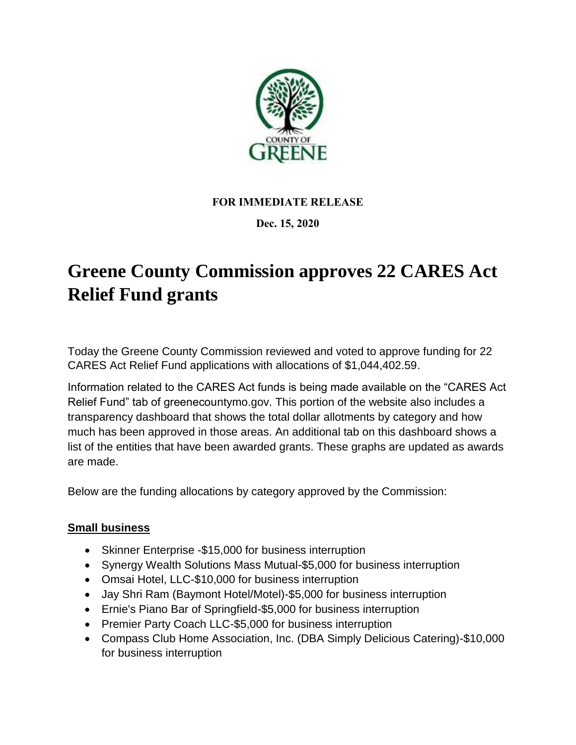COUNTY OF GREENE

**FOR IMMEDIATE RELEASE**

**Dec. 15, 2020**

# Greene County Commission approves 22 CARES Act Relief Fund grants

Today the Greene County Commission reviewed and voted to approve funding for 22 CARES Act Relief Fund applications with allocations of $1,044,402.59.

Information related to the CARES Act funds is being made available on the "CARES Act Relief Fund" tab of greenecountymo.gov. This portion of the website also includes a transparency dashboard that shows the total dollar allotments by category and how much has been approved in those areas. An additional tab on this dashboard shows a list of the entities that have been awarded grants. These graphs are updated as awards are made.

Below are the funding allocations by category approved by the Commission:

**Small business**

- Skinner Enterprise -$15,000 for business interruption
- Synergy Wealth Solutions Mass Mutual-$5,000 for business interruption
- Omsai Hotel, LLC-$10,000 for business interruption
- Jay Shri Ram (Baymont Hotel/Motel)-$5,000 for business interruption
- Ernie's Piano Bar of Springfield-$5,000 for business interruption
- Premier Party Coach LLC-$5,000 for business interruption
- Compass Club Home Association, Inc. (DBA Simply Delicious Catering)-$10,000 for business interruption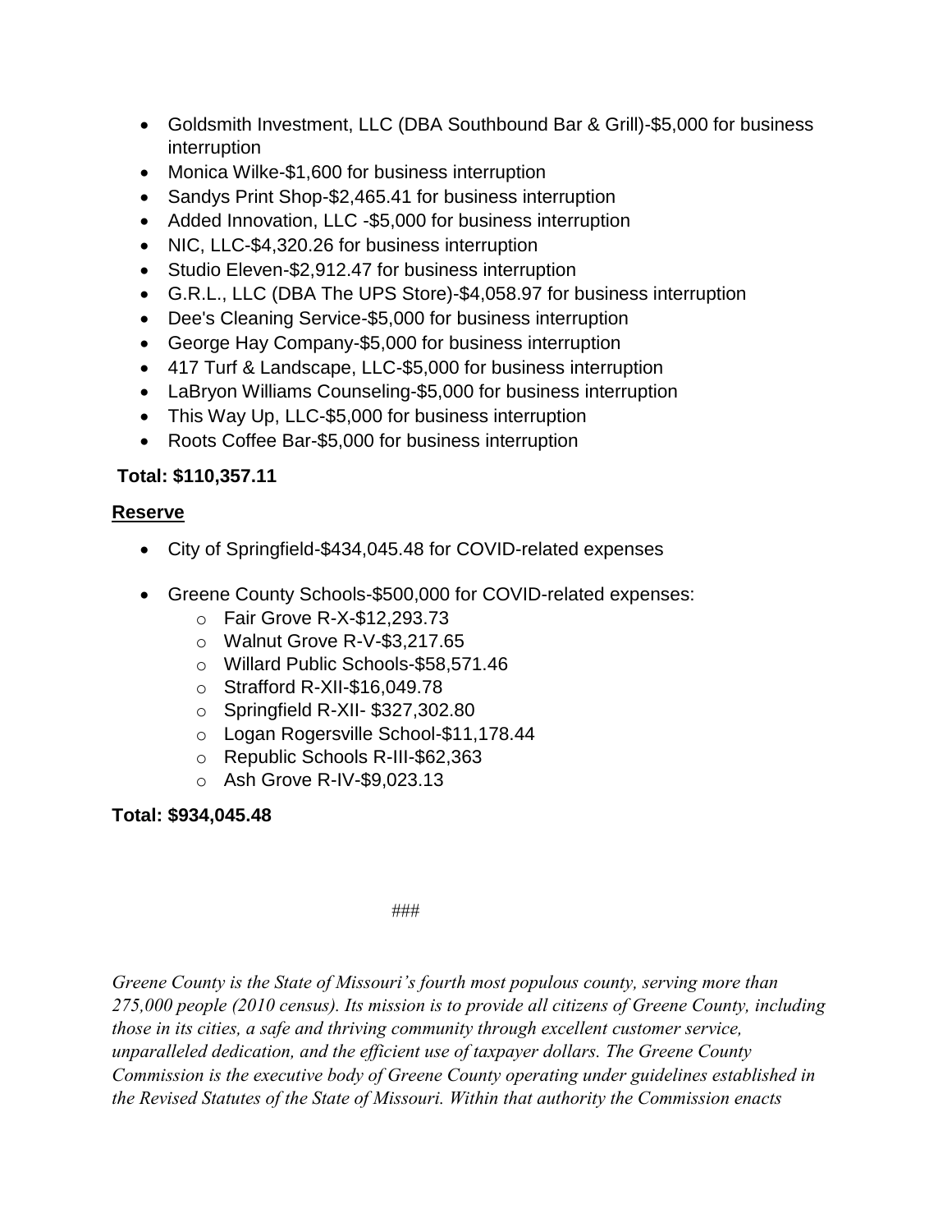- Goldsmith Investment, LLC (DBA Southbound Bar & Grill)-$5,000 for business interruption
- Monica Wilke-$1,600 for business interruption
- Sandys Print Shop-$2,465.41 for business interruption
- Added Innovation, LLC -$5,000 for business interruption
- NIC, LLC-$4,320.26 for business interruption
- Studio Eleven-$2,912.47 for business interruption
- G.R.L., LLC (DBA The UPS Store)-$4,058.97 for business interruption
- Dee's Cleaning Service-$5,000 for business interruption
- George Hay Company-$5,000 for business interruption
- 417 Turf & Landscape, LLC-$5,000 for business interruption
- LaBryon Williams Counseling-$5,000 for business interruption
- This Way Up, LLC-$5,000 for business interruption
- Roots Coffee Bar-$5,000 for business interruption

**Total: $110,357.11**

**<u>Reserve</u>**

- City of Springfield-$434,045.48 for COVID-related expenses
- Greene County Schools-$500,000 for COVID-related expenses:
  - Fair Grove R-X-$12,293.73
  - Walnut Grove R-V-$3,217.65
  - Willard Public Schools-$58,571.46
  - Strafford R-XII-$16,049.78
  - Springfield R-XII- $327,302.80
  - Logan Rogersville School-$11,178.44
  - Republic Schools R-III-$62,363
  - Ash Grove R-IV-$9,023.13

**Total: $934,045.48**

###

*Greene County is the State of Missouri's fourth most populous county, serving more than 275,000 people (2010 census). Its mission is to provide all citizens of Greene County, including those in its cities, a safe and thriving community through excellent customer service, unparalleled dedication, and the efficient use of taxpayer dollars. The Greene County Commission is the executive body of Greene County operating under guidelines established in the Revised Statutes of the State of Missouri. Within that authority the Commission enacts*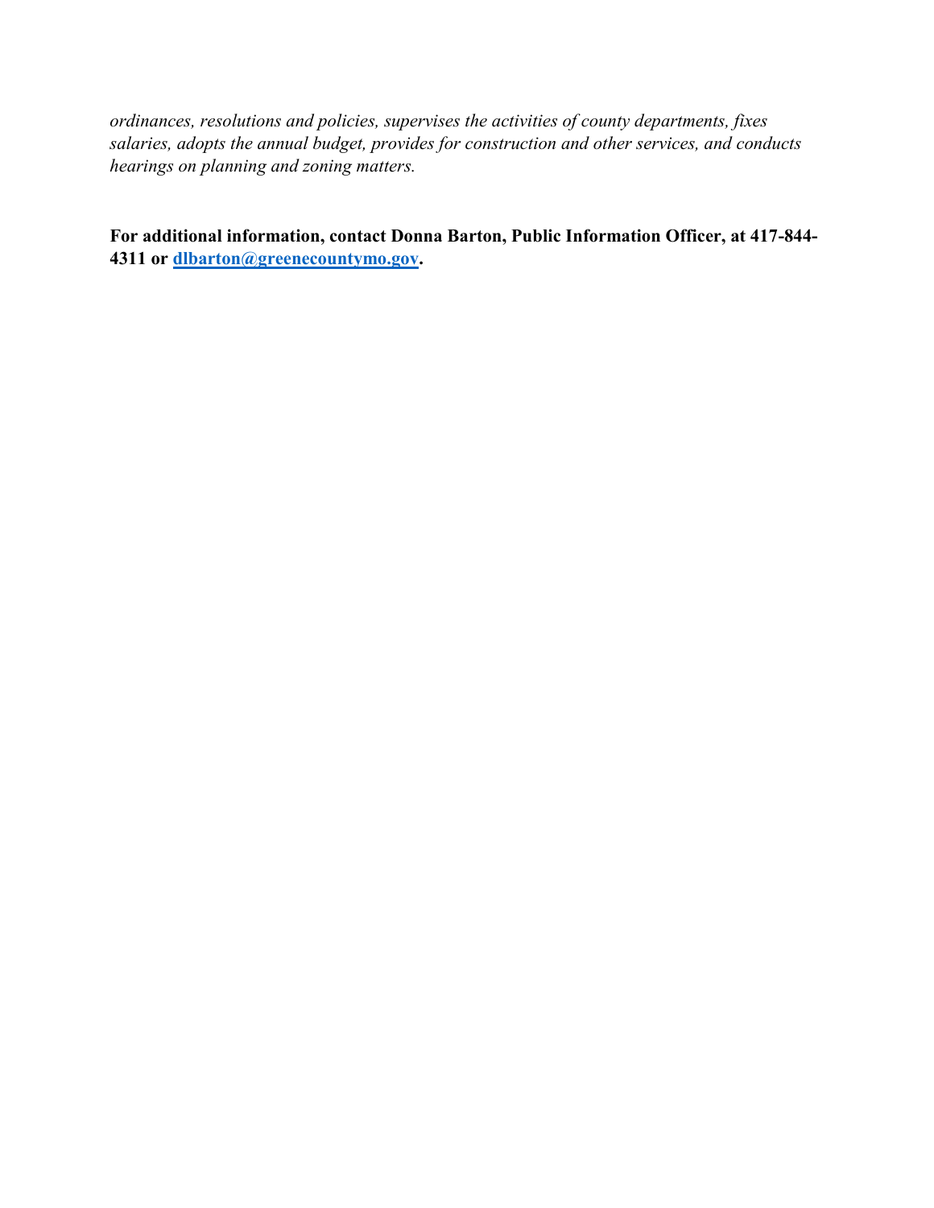*ordinances, resolutions and policies, supervises the activities of county departments, fixes salaries, adopts the annual budget, provides for construction and other services, and conducts hearings on planning and zoning matters.*

**For additional information, contact Donna Barton, Public Information Officer, at 417-844-4311 or dlbarton@greenecountymo.gov.**